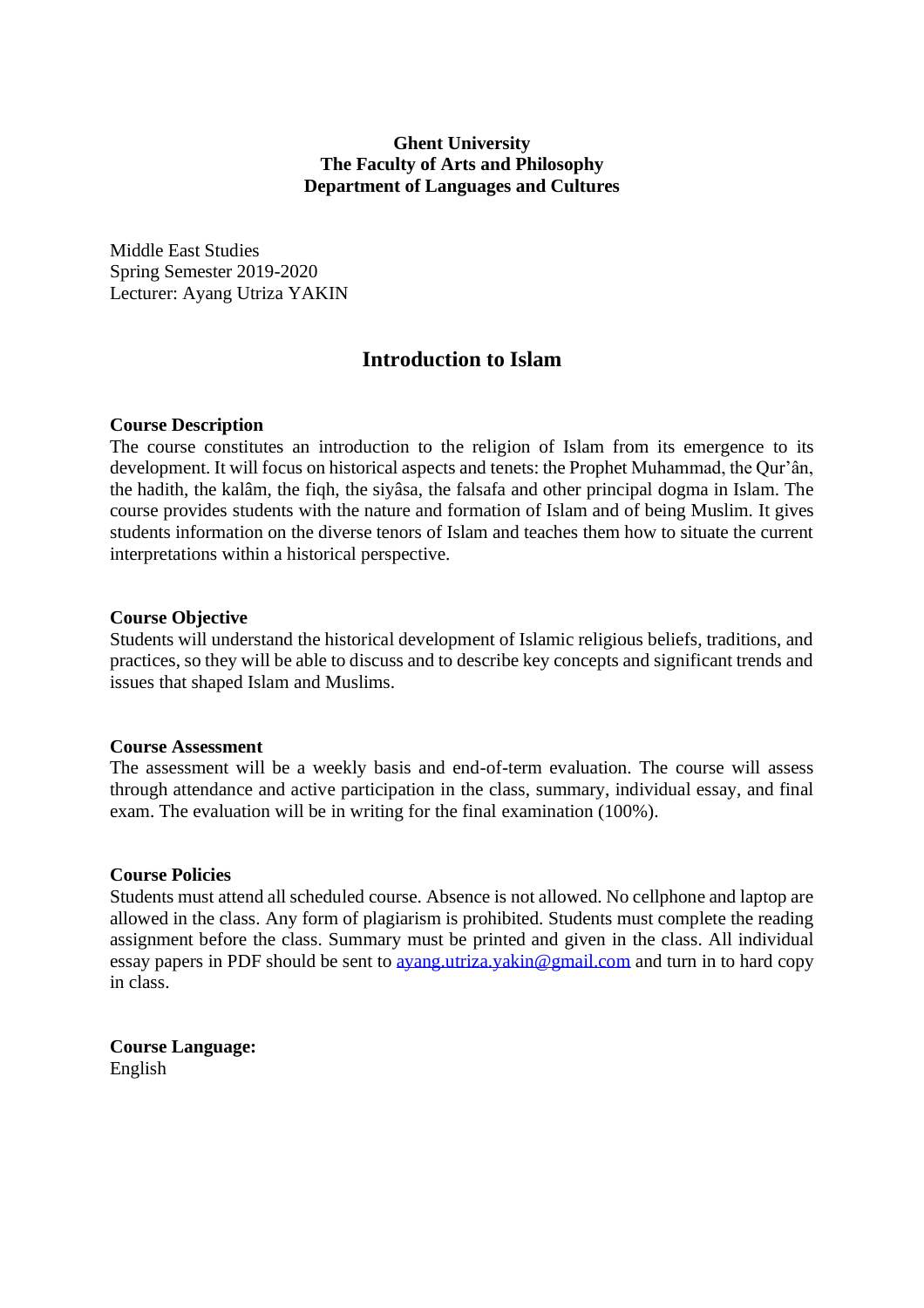**Ghent University**
**The Faculty of Arts and Philosophy**
**Department of Languages and Cultures**

Middle East Studies
Spring Semester 2019-2020
Lecturer: Ayang Utriza YAKIN

# Introduction to Islam

**Course Description**
The course constitutes an introduction to the religion of Islam from its emergence to its development. It will focus on historical aspects and tenets: the Prophet Muhammad, the Qur'ân, the hadith, the kalâm, the fiqh, the siyâsa, the falsafa and other principal dogma in Islam. The course provides students with the nature and formation of Islam and of being Muslim. It gives students information on the diverse tenors of Islam and teaches them how to situate the current interpretations within a historical perspective.

**Course Objective**
Students will understand the historical development of Islamic religious beliefs, traditions, and practices, so they will be able to discuss and to describe key concepts and significant trends and issues that shaped Islam and Muslims.

**Course Assessment**
The assessment will be a weekly basis and end-of-term evaluation. The course will assess through attendance and active participation in the class, summary, individual essay, and final exam. The evaluation will be in writing for the final examination (100%).

**Course Policies**
Students must attend all scheduled course. Absence is not allowed. No cellphone and laptop are allowed in the class. Any form of plagiarism is prohibited. Students must complete the reading assignment before the class. Summary must be printed and given in the class. All individual essay papers in PDF should be sent to ayang.utriza.yakin@gmail.com and turn in to hard copy in class.

**Course Language:**
English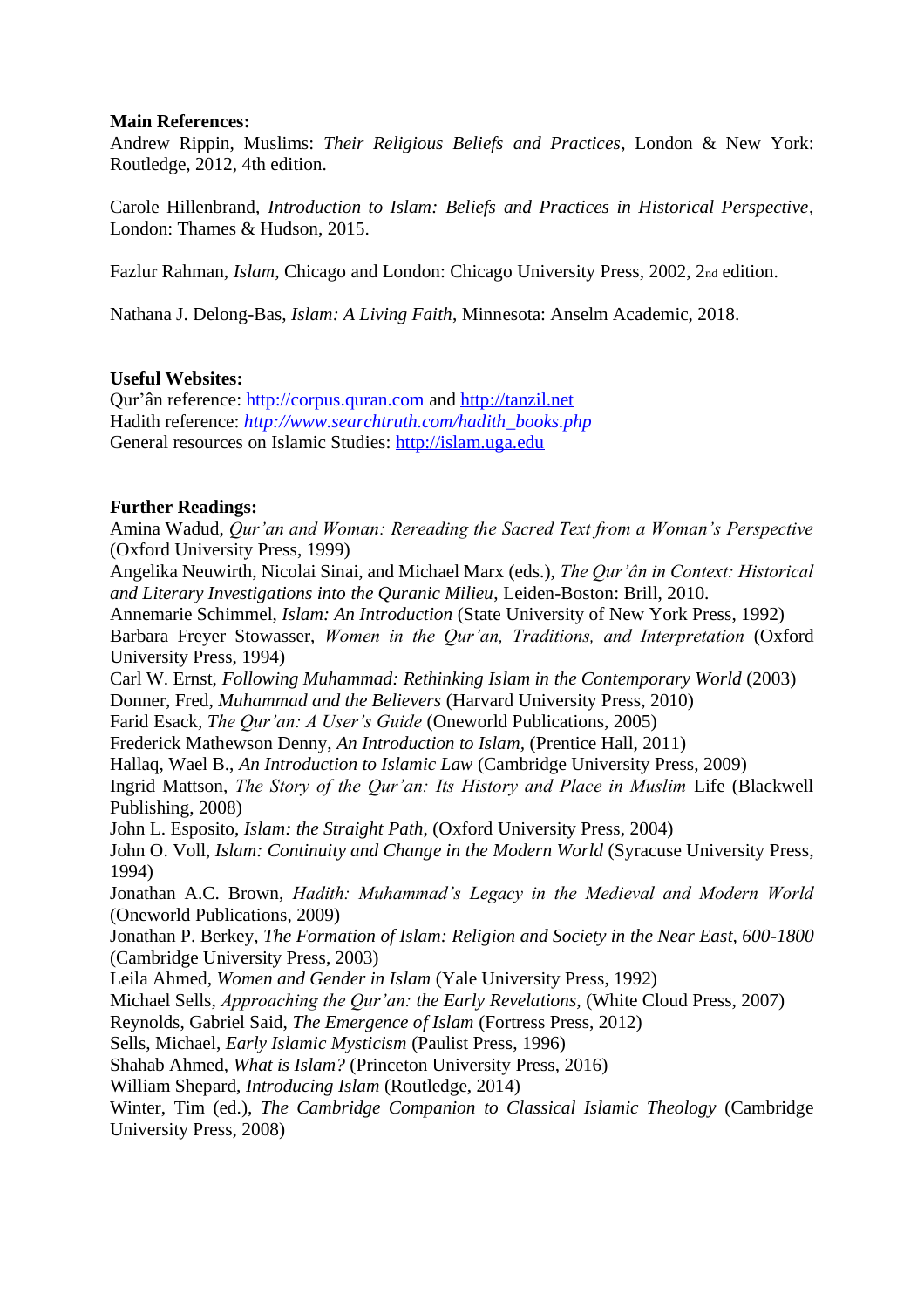**Main References:**

Andrew Rippin, Muslims: *Their Religious Beliefs and Practices*, London & New York: Routledge, 2012, 4th edition.

Carole Hillenbrand, *Introduction to Islam: Beliefs and Practices in Historical Perspective*, London: Thames & Hudson, 2015.

Fazlur Rahman, *Islam*, Chicago and London: Chicago University Press, 2002, 2nd edition.

Nathana J. Delong-Bas, *Islam: A Living Faith*, Minnesota: Anselm Academic, 2018.

**Useful Websites:**

Qur'ân reference: http://corpus.quran.com and http://tanzil.net
Hadith reference: *http://www.searchtruth.com/hadith_books.php*
General resources on Islamic Studies: http://islam.uga.edu

**Further Readings:**

Amina Wadud, *Qur'an and Woman: Rereading the Sacred Text from a Woman's Perspective* (Oxford University Press, 1999)
Angelika Neuwirth, Nicolai Sinai, and Michael Marx (eds.), *The Qur'ân in Context: Historical and Literary Investigations into the Quranic Milieu*, Leiden-Boston: Brill, 2010.
Annemarie Schimmel, *Islam: An Introduction* (State University of New York Press, 1992)
Barbara Freyer Stowasser, *Women in the Qur'an, Traditions, and Interpretation* (Oxford University Press, 1994)
Carl W. Ernst, *Following Muhammad: Rethinking Islam in the Contemporary World* (2003)
Donner, Fred, *Muhammad and the Believers* (Harvard University Press, 2010)
Farid Esack, *The Qur'an: A User's Guide* (Oneworld Publications, 2005)
Frederick Mathewson Denny, *An Introduction to Islam*, (Prentice Hall, 2011)
Hallaq, Wael B., *An Introduction to Islamic Law* (Cambridge University Press, 2009)
Ingrid Mattson, *The Story of the Qur'an: Its History and Place in Muslim* Life (Blackwell Publishing, 2008)
John L. Esposito, *Islam: the Straight Path*, (Oxford University Press, 2004)
John O. Voll, *Islam: Continuity and Change in the Modern World* (Syracuse University Press, 1994)
Jonathan A.C. Brown, *Hadith: Muhammad's Legacy in the Medieval and Modern World* (Oneworld Publications, 2009)
Jonathan P. Berkey, *The Formation of Islam: Religion and Society in the Near East, 600-1800* (Cambridge University Press, 2003)
Leila Ahmed, *Women and Gender in Islam* (Yale University Press, 1992)
Michael Sells, *Approaching the Qur'an: the Early Revelations*, (White Cloud Press, 2007)
Reynolds, Gabriel Said, *The Emergence of Islam* (Fortress Press, 2012)
Sells, Michael, *Early Islamic Mysticism* (Paulist Press, 1996)
Shahab Ahmed, *What is Islam?* (Princeton University Press, 2016)
William Shepard, *Introducing Islam* (Routledge, 2014)
Winter, Tim (ed.), *The Cambridge Companion to Classical Islamic Theology* (Cambridge University Press, 2008)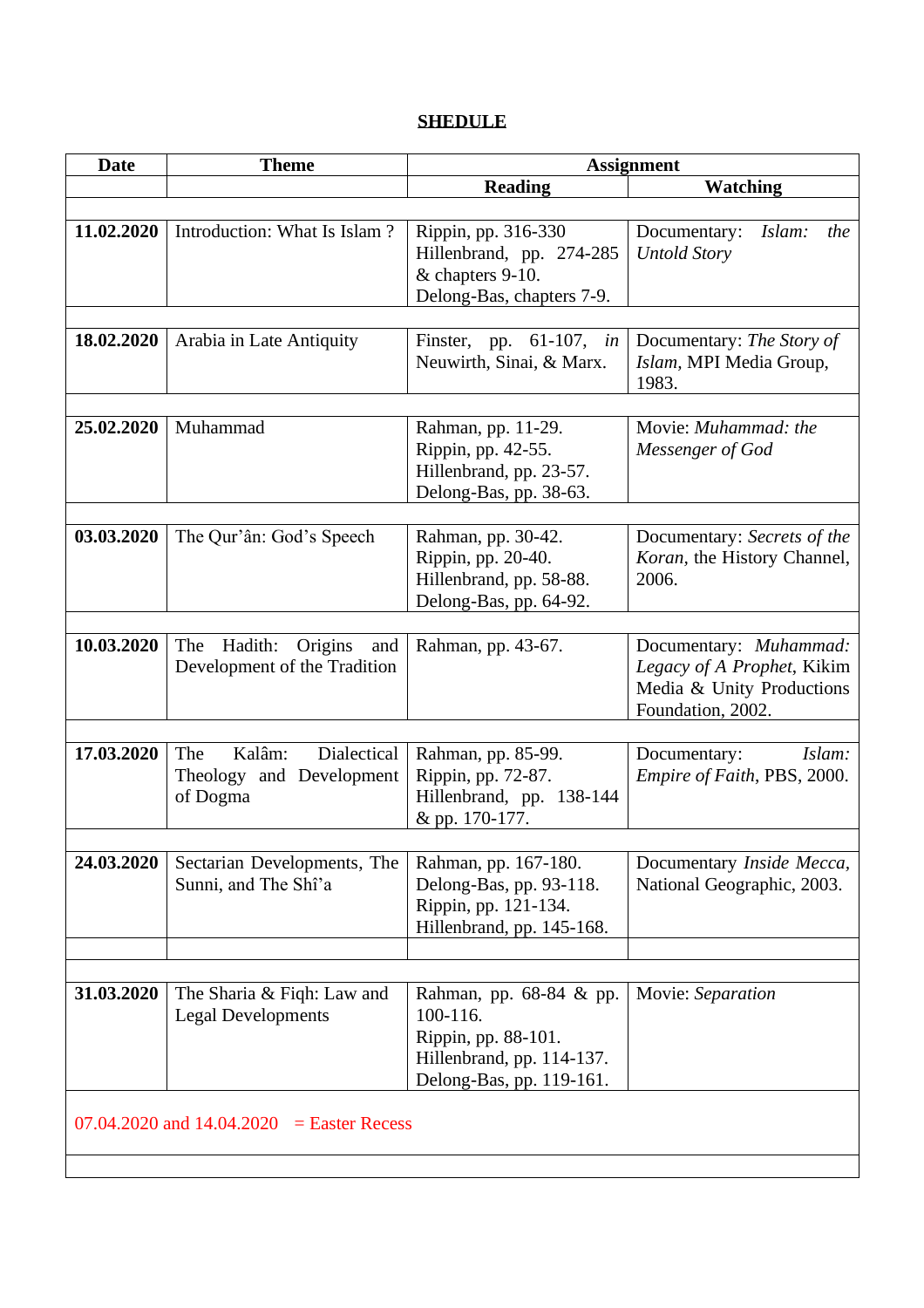**SHEDULE**

| Date | Theme | Assignment | |
|---|---|---|---|
| | | **Reading** | **Watching** |
| **11.02.2020** | Introduction: What Is Islam ? | Rippin, pp. 316-330<br>Hillenbrand, pp. 274-285 & chapters 9-10.<br>Delong-Bas, chapters 7-9. | Documentary: *Islam: the Untold Story* |
| **18.02.2020** | Arabia in Late Antiquity | Finster, pp. 61-107, *in* Neuwirth, Sinai, & Marx. | Documentary: *The Story of Islam*, MPI Media Group, 1983. |
| **25.02.2020** | Muhammad | Rahman, pp. 11-29.<br>Rippin, pp. 42-55.<br>Hillenbrand, pp. 23-57.<br>Delong-Bas, pp. 38-63. | Movie: *Muhammad: the Messenger of God* |
| **03.03.2020** | The Qur'ân: God's Speech | Rahman, pp. 30-42.<br>Rippin, pp. 20-40.<br>Hillenbrand, pp. 58-88.<br>Delong-Bas, pp. 64-92. | Documentary: *Secrets of the Koran*, the History Channel, 2006. |
| **10.03.2020** | The Hadith: Origins and Development of the Tradition | Rahman, pp. 43-67. | Documentary: *Muhammad: Legacy of A Prophet*, Kikim Media & Unity Productions Foundation, 2002. |
| **17.03.2020** | The Kalâm: Dialectical Theology and Development of Dogma | Rahman, pp. 85-99.<br>Rippin, pp. 72-87.<br>Hillenbrand, pp. 138-144 & pp. 170-177. | Documentary: *Islam: Empire of Faith*, PBS, 2000. |
| **24.03.2020** | Sectarian Developments, The Sunni, and The Shî'a | Rahman, pp. 167-180.<br>Delong-Bas, pp. 93-118.<br>Rippin, pp. 121-134.<br>Hillenbrand, pp. 145-168. | Documentary *Inside Mecca*, National Geographic, 2003. |
| **31.03.2020** | The Sharia & Fiqh: Law and Legal Developments | Rahman, pp. 68-84 & pp. 100-116.<br>Rippin, pp. 88-101.<br>Hillenbrand, pp. 114-137.<br>Delong-Bas, pp. 119-161. | Movie: *Separation* |
| 07.04.2020 and 14.04.2020 = Easter Recess | | | |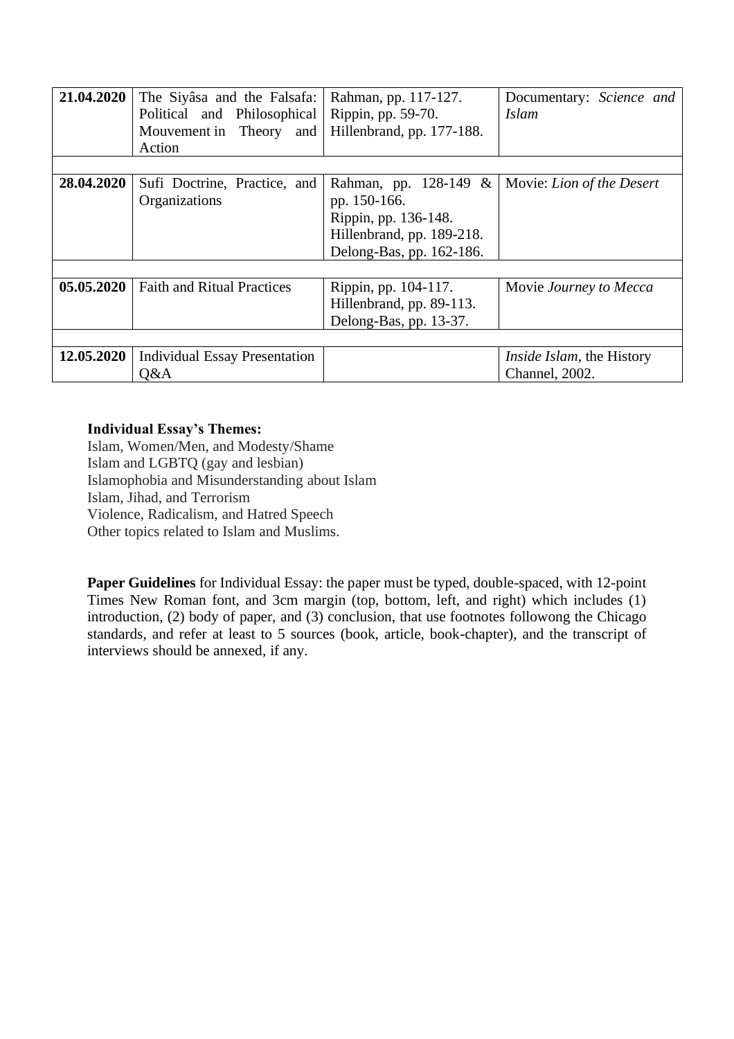| | | | |
|---|---|---|---|
| **21.04.2020** | The Siyâsa and the Falsafa: Political and Philosophical Mouvement in Theory and Action | Rahman, pp. 117-127.<br>Rippin, pp. 59-70.<br>Hillenbrand, pp. 177-188. | Documentary: *Science and Islam* |
| | | | |
| **28.04.2020** | Sufi Doctrine, Practice, and Organizations | Rahman, pp. 128-149 & pp. 150-166.<br>Rippin, pp. 136-148.<br>Hillenbrand, pp. 189-218.<br>Delong-Bas, pp. 162-186. | Movie: *Lion of the Desert* |
| | | | |
| **05.05.2020** | Faith and Ritual Practices | Rippin, pp. 104-117.<br>Hillenbrand, pp. 89-113.<br>Delong-Bas, pp. 13-37. | Movie *Journey to Mecca* |
| | | | |
| **12.05.2020** | Individual Essay Presentation Q&A | | *Inside Islam*, the History Channel, 2002. |

**Individual Essay's Themes:**

Islam, Women/Men, and Modesty/Shame
Islam and LGBTQ (gay and lesbian)
Islamophobia and Misunderstanding about Islam
Islam, Jihad, and Terrorism
Violence, Radicalism, and Hatred Speech
Other topics related to Islam and Muslims.

**Paper Guidelines** for Individual Essay: the paper must be typed, double-spaced, with 12-point Times New Roman font, and 3cm margin (top, bottom, left, and right) which includes (1) introduction, (2) body of paper, and (3) conclusion, that use footnotes followong the Chicago standards, and refer at least to 5 sources (book, article, book-chapter), and the transcript of interviews should be annexed, if any.